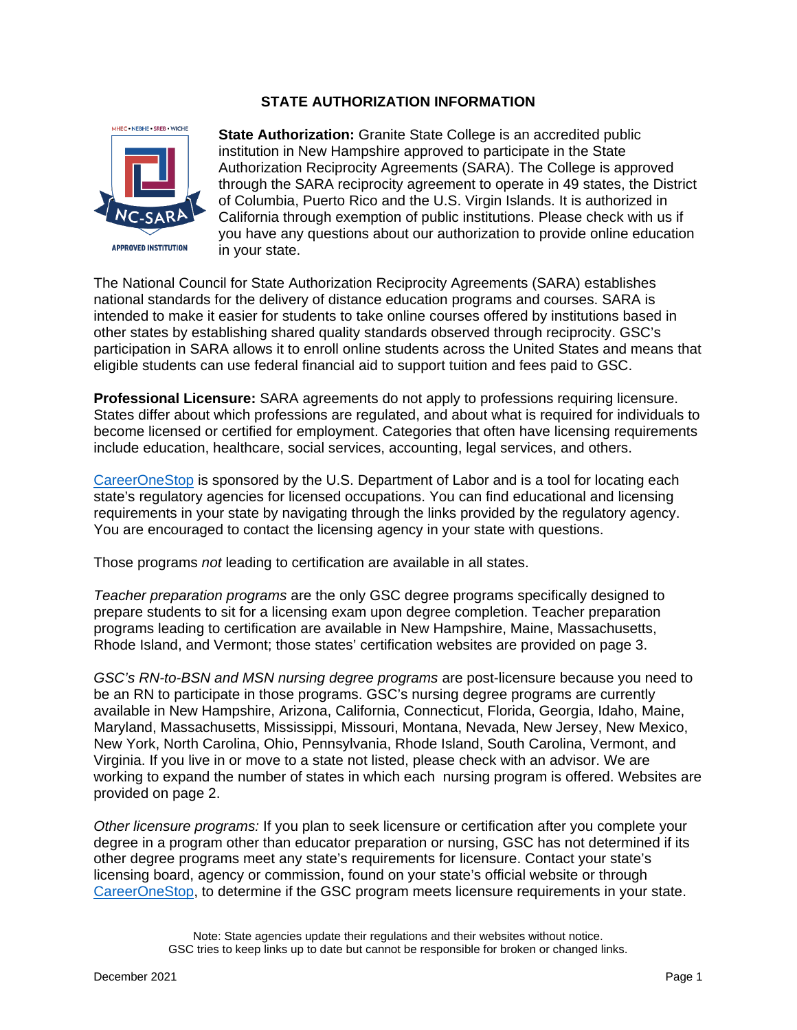# STATE AUTHORIZATION INFORMATION

**State Authorization:** Granite State College is an accredited public institution in New Hampshire approved to participate in the State Authorization Reciprocity Agreements (SARA). The College is approved through the SARA reciprocity agreement to operate in 49 states, the District of Columbia, Puerto Rico and the U.S. Virgin Islands. It is authorized in California through exemption of public institutions. Please check with us if you have any questions about our authorization to provide online education in your state.

The National Council for State Authorization Reciprocity Agreements (SARA) establishes national standards for the delivery of distance education programs and courses. SARA is intended to make it easier for students to take online courses offered by institutions based in other states by establishing shared quality standards observed through reciprocity. GSC's participation in SARA allows it to enroll online students across the United States and means that eligible students can use federal financial aid to support tuition and fees paid to GSC.

**Professional Licensure:** SARA agreements do not apply to professions requiring licensure. States differ about which professions are regulated, and about what is required for individuals to become licensed or certified for employment. Categories that often have licensing requirements include education, healthcare, social services, accounting, legal services, and others.

CareerOneStop is sponsored by the U.S. Department of Labor and is a tool for locating each state's regulatory agencies for licensed occupations. You can find educational and licensing requirements in your state by navigating through the links provided by the regulatory agency. You are encouraged to contact the licensing agency in your state with questions.

Those programs *not* leading to certification are available in all states.

*Teacher preparation programs* are the only GSC degree programs specifically designed to prepare students to sit for a licensing exam upon degree completion. Teacher preparation programs leading to certification are available in New Hampshire, Maine, Massachusetts, Rhode Island, and Vermont; those states' certification websites are provided on page 3.

*GSC's RN-to-BSN and MSN nursing degree programs* are post-licensure because you need to be an RN to participate in those programs. GSC's nursing degree programs are currently available in New Hampshire, Arizona, California, Connecticut, Florida, Georgia, Idaho, Maine, Maryland, Massachusetts, Mississippi, Missouri, Montana, Nevada, New Jersey, New Mexico, New York, North Carolina, Ohio, Pennsylvania, Rhode Island, South Carolina, Vermont, and Virginia. If you live in or move to a state not listed, please check with an advisor. We are working to expand the number of states in which each nursing program is offered. Websites are provided on page 2.

*Other licensure programs:* If you plan to seek licensure or certification after you complete your degree in a program other than educator preparation or nursing, GSC has not determined if its other degree programs meet any state's requirements for licensure. Contact your state's licensing board, agency or commission, found on your state's official website or through CareerOneStop, to determine if the GSC program meets licensure requirements in your state.

Note: State agencies update their regulations and their websites without notice.
GSC tries to keep links up to date but cannot be responsible for broken or changed links.

December 2021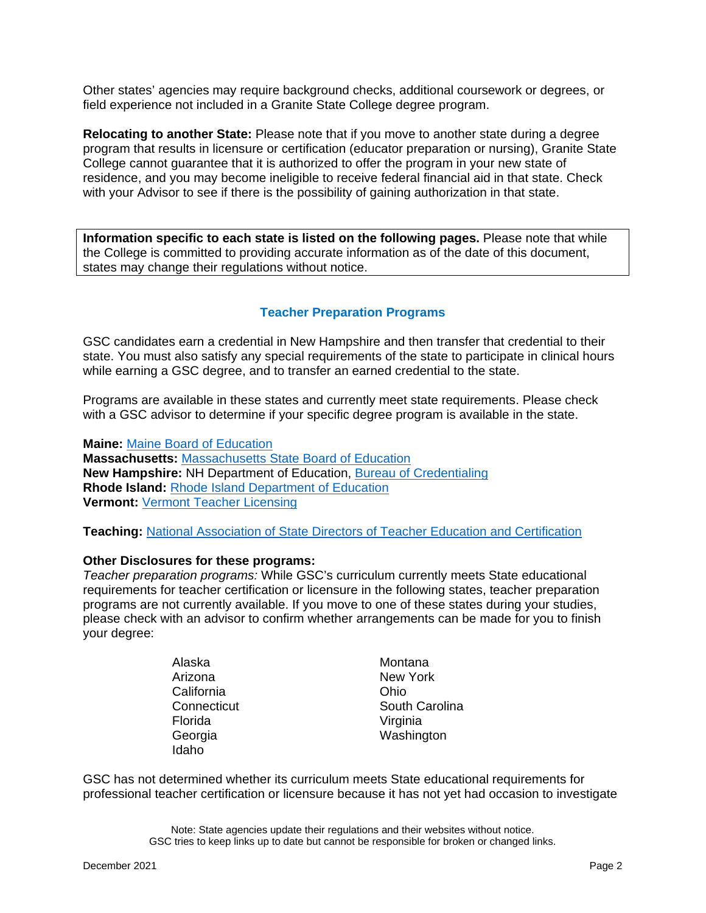Other states' agencies may require background checks, additional coursework or degrees, or field experience not included in a Granite State College degree program.

**Relocating to another State:** Please note that if you move to another state during a degree program that results in licensure or certification (educator preparation or nursing), Granite State College cannot guarantee that it is authorized to offer the program in your new state of residence, and you may become ineligible to receive federal financial aid in that state. Check with your Advisor to see if there is the possibility of gaining authorization in that state.

**Information specific to each state is listed on the following pages.** Please note that while the College is committed to providing accurate information as of the date of this document, states may change their regulations without notice.

## Teacher Preparation Programs

GSC candidates earn a credential in New Hampshire and then transfer that credential to their state. You must also satisfy any special requirements of the state to participate in clinical hours while earning a GSC degree, and to transfer an earned credential to the state.

Programs are available in these states and currently meet state requirements. Please check with a GSC advisor to determine if your specific degree program is available in the state.

**Maine:** Maine Board of Education
**Massachusetts:** Massachusetts State Board of Education
**New Hampshire:** NH Department of Education, Bureau of Credentialing
**Rhode Island:** Rhode Island Department of Education
**Vermont:** Vermont Teacher Licensing

**Teaching:** National Association of State Directors of Teacher Education and Certification

**Other Disclosures for these programs:**
*Teacher preparation programs:* While GSC's curriculum currently meets State educational requirements for teacher certification or licensure in the following states, teacher preparation programs are not currently available. If you move to one of these states during your studies, please check with an advisor to confirm whether arrangements can be made for you to finish your degree:

- Alaska
- Arizona
- California
- Connecticut
- Florida
- Georgia
- Idaho
- Montana
- New York
- Ohio
- South Carolina
- Virginia
- Washington

GSC has not determined whether its curriculum meets State educational requirements for professional teacher certification or licensure because it has not yet had occasion to investigate

Note: State agencies update their regulations and their websites without notice.
GSC tries to keep links up to date but cannot be responsible for broken or changed links.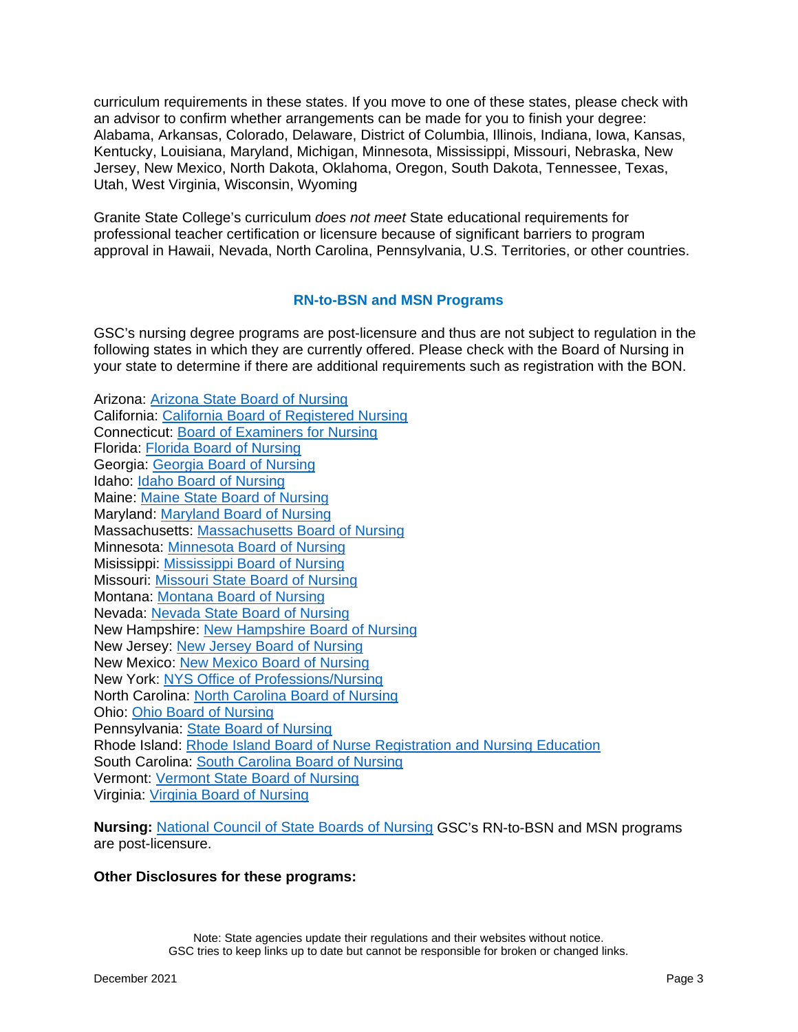curriculum requirements in these states. If you move to one of these states, please check with an advisor to confirm whether arrangements can be made for you to finish your degree: Alabama, Arkansas, Colorado, Delaware, District of Columbia, Illinois, Indiana, Iowa, Kansas, Kentucky, Louisiana, Maryland, Michigan, Minnesota, Mississippi, Missouri, Nebraska, New Jersey, New Mexico, North Dakota, Oklahoma, Oregon, South Dakota, Tennessee, Texas, Utah, West Virginia, Wisconsin, Wyoming

Granite State College's curriculum *does not meet* State educational requirements for professional teacher certification or licensure because of significant barriers to program approval in Hawaii, Nevada, North Carolina, Pennsylvania, U.S. Territories, or other countries.

## RN-to-BSN and MSN Programs

GSC's nursing degree programs are post-licensure and thus are not subject to regulation in the following states in which they are currently offered. Please check with the Board of Nursing in your state to determine if there are additional requirements such as registration with the BON.

Arizona: Arizona State Board of Nursing
California: California Board of Registered Nursing
Connecticut: Board of Examiners for Nursing
Florida: Florida Board of Nursing
Georgia: Georgia Board of Nursing
Idaho: Idaho Board of Nursing
Maine: Maine State Board of Nursing
Maryland: Maryland Board of Nursing
Massachusetts: Massachusetts Board of Nursing
Minnesota: Minnesota Board of Nursing
Misissippi: Mississippi Board of Nursing
Missouri: Missouri State Board of Nursing
Montana: Montana Board of Nursing
Nevada: Nevada State Board of Nursing
New Hampshire: New Hampshire Board of Nursing
New Jersey: New Jersey Board of Nursing
New Mexico: New Mexico Board of Nursing
New York: NYS Office of Professions/Nursing
North Carolina: North Carolina Board of Nursing
Ohio: Ohio Board of Nursing
Pennsylvania: State Board of Nursing
Rhode Island: Rhode Island Board of Nurse Registration and Nursing Education
South Carolina: South Carolina Board of Nursing
Vermont: Vermont State Board of Nursing
Virginia: Virginia Board of Nursing

**Nursing:** National Council of State Boards of Nursing GSC's RN-to-BSN and MSN programs are post-licensure.

**Other Disclosures for these programs:**

Note: State agencies update their regulations and their websites without notice.
GSC tries to keep links up to date but cannot be responsible for broken or changed links.

December 2021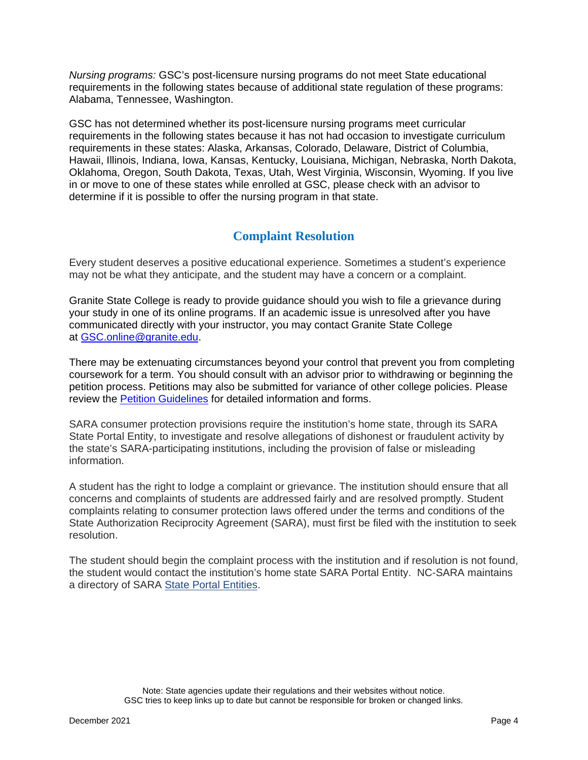*Nursing programs:* GSC's post-licensure nursing programs do not meet State educational requirements in the following states because of additional state regulation of these programs: Alabama, Tennessee, Washington.

GSC has not determined whether its post-licensure nursing programs meet curricular requirements in the following states because it has not had occasion to investigate curriculum requirements in these states: Alaska, Arkansas, Colorado, Delaware, District of Columbia, Hawaii, Illinois, Indiana, Iowa, Kansas, Kentucky, Louisiana, Michigan, Nebraska, North Dakota, Oklahoma, Oregon, South Dakota, Texas, Utah, West Virginia, Wisconsin, Wyoming. If you live in or move to one of these states while enrolled at GSC, please check with an advisor to determine if it is possible to offer the nursing program in that state.

## Complaint Resolution

Every student deserves a positive educational experience. Sometimes a student's experience may not be what they anticipate, and the student may have a concern or a complaint.

Granite State College is ready to provide guidance should you wish to file a grievance during your study in one of its online programs. If an academic issue is unresolved after you have communicated directly with your instructor, you may contact Granite State College at [GSC.online@granite.edu](mailto:GSC.online@granite.edu).

There may be extenuating circumstances beyond your control that prevent you from completing coursework for a term. You should consult with an advisor prior to withdrawing or beginning the petition process. Petitions may also be submitted for variance of other college policies. Please review the Petition Guidelines for detailed information and forms.

SARA consumer protection provisions require the institution's home state, through its SARA State Portal Entity, to investigate and resolve allegations of dishonest or fraudulent activity by the state's SARA-participating institutions, including the provision of false or misleading information.

A student has the right to lodge a complaint or grievance. The institution should ensure that all concerns and complaints of students are addressed fairly and are resolved promptly. Student complaints relating to consumer protection laws offered under the terms and conditions of the State Authorization Reciprocity Agreement (SARA), must first be filed with the institution to seek resolution.

The student should begin the complaint process with the institution and if resolution is not found, the student would contact the institution's home state SARA Portal Entity. NC-SARA maintains a directory of SARA State Portal Entities.

Note: State agencies update their regulations and their websites without notice.
GSC tries to keep links up to date but cannot be responsible for broken or changed links.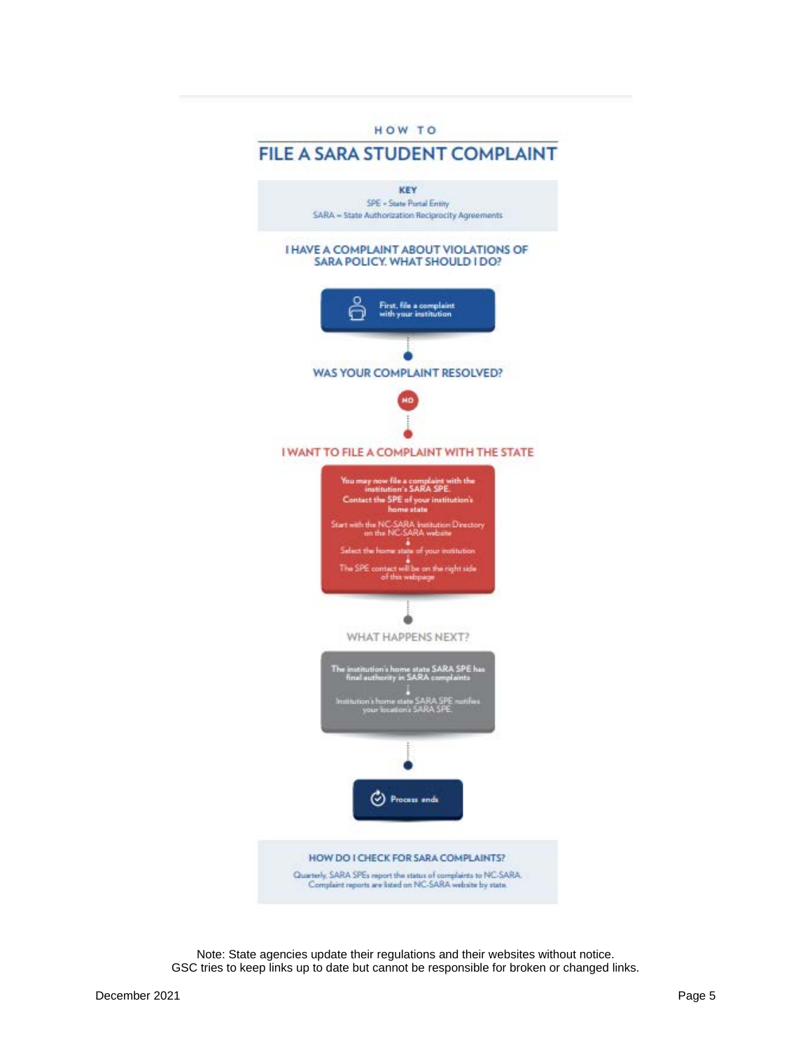HOW TO

# FILE A SARA STUDENT COMPLAINT

**KEY**

SPE = State Portal Entity

SARA = State Authorization Reciprocity Agreements

## I HAVE A COMPLAINT ABOUT VIOLATIONS OF SARA POLICY. WHAT SHOULD I DO?

First, file a complaint with your institution

## WAS YOUR COMPLAINT RESOLVED?

NO

## I WANT TO FILE A COMPLAINT WITH THE STATE

You may now file a complaint with the institution's SARA SPE.
Contact the SPE of your institution's home state

Start with the NC-SARA Institution Directory on the NC-SARA website

Select the home state of your institution

The SPE contact will be on the right side of this webpage

## WHAT HAPPENS NEXT?

The institution's home state SARA SPE has final authority in SARA complaints

Institution's home state SARA SPE notifies your location's SARA SPE.

Process ends

**HOW DO I CHECK FOR SARA COMPLAINTS?**

Quarterly, SARA SPEs report the status of complaints to NC-SARA. Complaint reports are listed on NC-SARA website by state.

Note: State agencies update their regulations and their websites without notice.
GSC tries to keep links up to date but cannot be responsible for broken or changed links.

December 2021